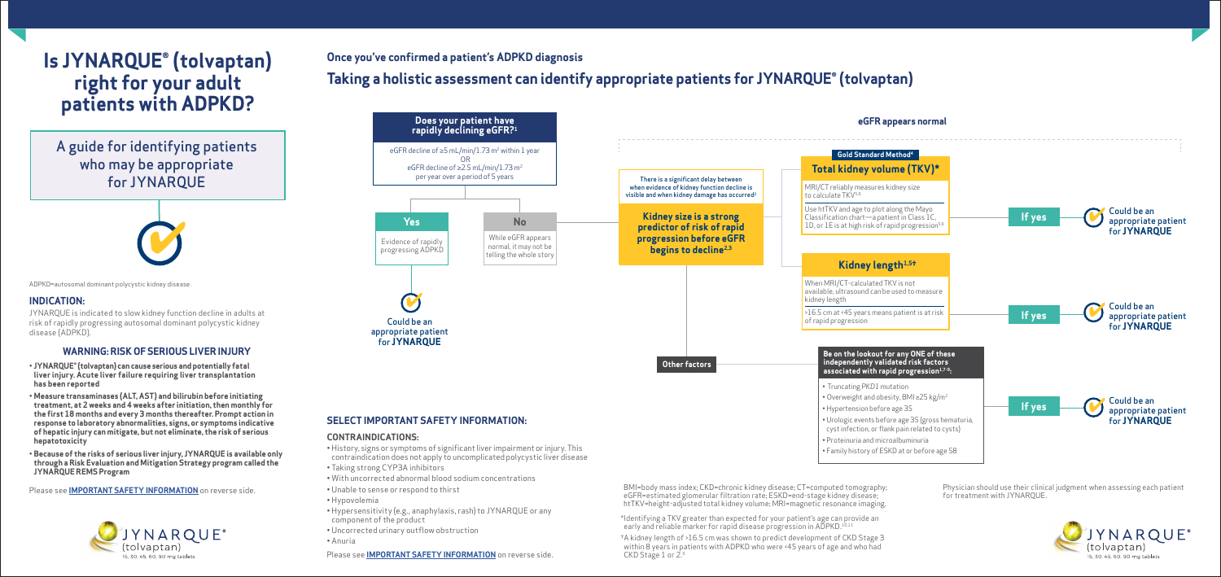# Is JYNARQUE® (tolvaptan) right for your adult patients with ADPKD?

A guide for identifying patients who may be appropriate for JYNARQUE

ADPKD=autosomal dominant polycystic kidney disease.

### INDICATION:

JYNARQUE is indicated to slow kidney function decline in adults at risk of rapidly progressing autosomal dominant polycystic kidney disease (ADPKD).

### WARNING: RISK OF SERIOUS LIVER INJURY

- **JYNARQUE® (tolvaptan) can cause serious and potentially fatal liver injury. Acute liver failure requiring liver transplantation has been reported**
- **Measure transaminases (ALT, AST) and bilirubin before initiating treatment, at 2 weeks and 4 weeks after initiation, then monthly for the first 18 months and every 3 months thereafter. Prompt action in response to laboratory abnormalities, signs, or symptoms indicative of hepatic injury can mitigate, but not eliminate, the risk of serious hepatotoxicity**
- **Because of the risks of serious liver injury, JYNARQUE is available only through a Risk Evaluation and Mitigation Strategy program called the JYNARQUE REMS Program**

Please see **IMPORTANT SAFETY INFORMATION** on reverse side.

JYNARQUE® (tolvaptan) 15, 30, 45, 60, 90 mg tablets

## Once you've confirmed a patient's ADPKD diagnosis

## Taking a holistic assessment can identify appropriate patients for JYNARQUE® (tolvaptan)

### Does your patient have rapidly declining eGFR?[1]

eGFR decline of ≥5 mL/min/1.73 m² within 1 year
OR
eGFR decline of ≥2.5 mL/min/1.73 m² per year over a period of 5 years

- **Yes** — Evidence of rapidly progressing ADPKD → Could be an appropriate patient for **JYNARQUE**
- **No** — While eGFR appears normal, it may not be telling the whole story

### eGFR appears normal

There is a significant delay between when evidence of kidney function decline is visible and when kidney damage has occurred[2]

**Kidney size is a strong predictor of risk of rapid progression before eGFR begins to decline[2,3]**

**Gold Standard Method[4]**

#### Total kidney volume (TKV)*

- MRI/CT reliably measures kidney size to calculate TKV[5,6]
- Use htTKV and age to plot along the Mayo Classification chart—a patient in Class 1C, 1D, or 1E is at high risk of rapid progression[5,6]

**If yes** → Could be an appropriate patient for **JYNARQUE**

#### Kidney length[1,5†]

- When MRI/CT-calculated TKV is not available, ultrasound can be used to measure kidney length
- >16.5 cm at <45 years means patient is at risk of rapid progression

**If yes** → Could be an appropriate patient for **JYNARQUE**

#### Other factors

**Be on the lookout for any ONE of these independently validated risk factors associated with rapid progression[1,7-9]:**

- Truncating *PKD1* mutation
- Overweight and obesity, BMI ≥25 kg/m²
- Hypertension before age 35
- Urologic events before age 35 (gross hematuria, cyst infection, or flank pain related to cysts)
- Proteinuria and microalbuminuria
- Family history of ESKD at or before age 58

**If yes** → Could be an appropriate patient for **JYNARQUE**

### SELECT IMPORTANT SAFETY INFORMATION:

#### CONTRAINDICATIONS:

- History, signs or symptoms of significant liver impairment or injury. This contraindication does not apply to uncomplicated polycystic liver disease
- Taking strong CYP3A inhibitors
- With uncorrected abnormal blood sodium concentrations
- Unable to sense or respond to thirst
- Hypovolemia
- Hypersensitivity (e.g., anaphylaxis, rash) to JYNARQUE or any component of the product
- Uncorrected urinary outflow obstruction
- Anuria

Please see **IMPORTANT SAFETY INFORMATION** on reverse side.

BMI=body mass index; CKD=chronic kidney disease; CT=computed tomography; eGFR=estimated glomerular filtration rate; ESKD=end-stage kidney disease; htTKV=height-adjusted total kidney volume; MRI=magnetic resonance imaging.

*Identifying a TKV greater than expected for your patient's age can provide an early and reliable marker for rapid disease progression in ADPKD.[10,11]

†A kidney length of >16.5 cm was shown to predict development of CKD Stage 3 within 8 years in patients with ADPKD who were <45 years of age and who had CKD Stage 1 or 2.[3]

Physician should use their clinical judgment when assessing each patient for treatment with JYNARQUE.

JYNARQUE® (tolvaptan) 15, 30, 45, 60, 90 mg tablets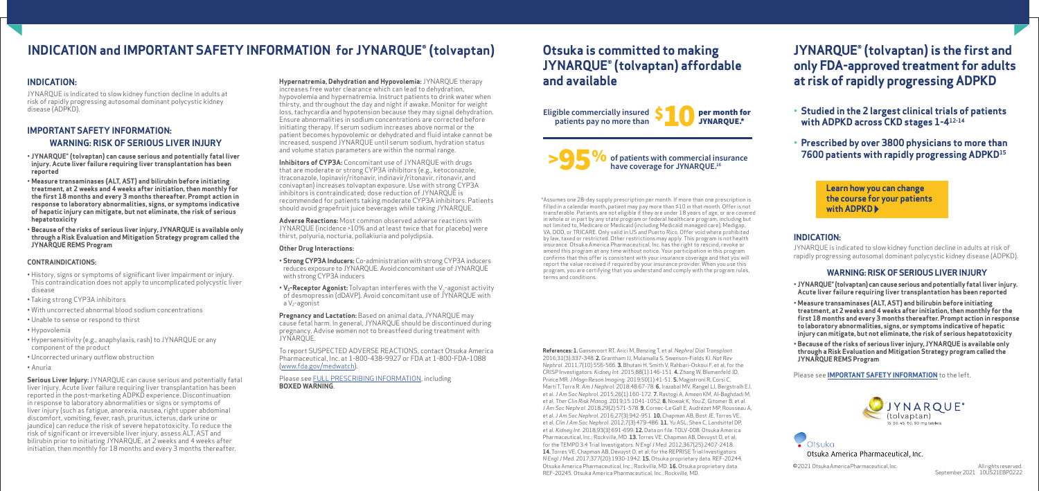# INDICATION and IMPORTANT SAFETY INFORMATION for JYNARQUE® (tolvaptan)

## INDICATION:

JYNARQUE is indicated to slow kidney function decline in adults at risk of rapidly progressing autosomal dominant polycystic kidney disease (ADPKD).

## IMPORTANT SAFETY INFORMATION:

### WARNING: RISK OF SERIOUS LIVER INJURY

- **JYNARQUE® (tolvaptan) can cause serious and potentially fatal liver injury. Acute liver failure requiring liver transplantation has been reported**
- **Measure transaminases (ALT, AST) and bilirubin before initiating treatment, at 2 weeks and 4 weeks after initiation, then monthly for the first 18 months and every 3 months thereafter. Prompt action in response to laboratory abnormalities, signs, or symptoms indicative of hepatic injury can mitigate, but not eliminate, the risk of serious hepatotoxicity**
- **Because of the risks of serious liver injury, JYNARQUE is available only through a Risk Evaluation and Mitigation Strategy program called the JYNARQUE REMS Program**

**CONTRAINDICATIONS:**

- History, signs or symptoms of significant liver impairment or injury. This contraindication does not apply to uncomplicated polycystic liver disease
- Taking strong CYP3A inhibitors
- With uncorrected abnormal blood sodium concentrations
- Unable to sense or respond to thirst
- Hypovolemia
- Hypersensitivity (e.g., anaphylaxis, rash) to JYNARQUE or any component of the product
- Uncorrected urinary outflow obstruction
- Anuria

**Serious Liver Injury:** JYNARQUE can cause serious and potentially fatal liver injury. Acute liver failure requiring liver transplantation has been reported in the post-marketing ADPKD experience. Discontinuation in response to laboratory abnormalities or signs or symptoms of liver injury (such as fatigue, anorexia, nausea, right upper abdominal discomfort, vomiting, fever, rash, pruritus, icterus, dark urine or jaundice) can reduce the risk of severe hepatotoxicity. To reduce the risk of significant or irreversible liver injury, assess ALT, AST and bilirubin prior to initiating JYNARQUE, at 2 weeks and 4 weeks after initiation, then monthly for 18 months and every 3 months thereafter.

**Hypernatremia, Dehydration and Hypovolemia:** JYNARQUE therapy increases free water clearance which can lead to dehydration, hypovolemia and hypernatremia. Instruct patients to drink water when thirsty, and throughout the day and night if awake. Monitor for weight loss, tachycardia and hypotension because they may signal dehydration. Ensure abnormalities in sodium concentrations are corrected before initiating therapy. If serum sodium increases above normal or the patient becomes hypovolemic or dehydrated and fluid intake cannot be increased, suspend JYNARQUE until serum sodium, hydration status and volume status parameters are within the normal range.

**Inhibitors of CYP3A:** Concomitant use of JYNARQUE with drugs that are moderate or strong CYP3A inhibitors (e.g., ketoconazole, itraconazole, lopinavir/ritonavir, indinavir/ritonavir, ritonavir, and conivaptan) increases tolvaptan exposure. Use with strong CYP3A inhibitors is contraindicated; dose reduction of JYNARQUE is recommended for patients taking moderate CYP3A inhibitors. Patients should avoid grapefruit juice beverages while taking JYNARQUE.

**Adverse Reactions:** Most common observed adverse reactions with JYNARQUE (incidence >10% and at least twice that for placebo) were thirst, polyuria, nocturia, pollakiuria and polydipsia.

**Other Drug Interactions:**

- **Strong CYP3A Inducers:** Co-administration with strong CYP3A inducers reduces exposure to JYNARQUE. Avoid concomitant use of JYNARQUE with strong CYP3A inducers
- **$V_2$-Receptor Agonist:** Tolvaptan interferes with the $V_2$-agonist activity of desmopressin (dDAVP). Avoid concomitant use of JYNARQUE with a $V_2$-agonist

**Pregnancy and Lactation:** Based on animal data, JYNARQUE may cause fetal harm. In general, JYNARQUE should be discontinued during pregnancy. Advise women not to breastfeed during treatment with JYNARQUE.

To report SUSPECTED ADVERSE REACTIONS, contact Otsuka America Pharmaceutical, Inc. at 1-800-438-9927 or FDA at 1-800-FDA-1088 (www.fda.gov/medwatch).

Please see FULL PRESCRIBING INFORMATION, including **BOXED WARNING**.

# Otsuka is committed to making JYNARQUE® (tolvaptan) affordable and available

Eligible commercially insured patients pay no more than **$10 per month for JYNARQUE.***

**>95%** of patients with commercial insurance have coverage for JYNARQUE.[16]

*Assumes one 28-day supply prescription per month. If more than one prescription is filled in a calendar month, patient may pay more than $10 in that month. Offer is not transferable. Patients are not eligible if they are under 18 years of age, or are covered in whole or in part by any state program or federal healthcare program, including but not limited to, Medicare or Medicaid (including Medicaid managed care), Medigap, VA, DOD, or TRICARE. Only valid in US and Puerto Rico. Offer void where prohibited by law, taxed or restricted. Other restrictions may apply. This program is not health insurance. Otsuka America Pharmaceutical, Inc. has the right to rescind, revoke or amend this program at any time without notice. Your participation in this program confirms that this offer is consistent with your insurance coverage and that you will report the value received if required by your insurance provider. When you use this program, you are certifying that you understand and comply with the program rules, terms and conditions.

**References: 1.** Gansevoort RT, Arici M, Benzing T, et al. *Nephrol Dial Transplant.* 2016;31(3):337-348. **2.** Grantham JJ, Mulamalla S, Swenson-Fields KI. *Nat Rev Nephrol.* 2011;7(10):556-566. **3.** Bhutani H, Smith V, Rahbari-Oskoui F, et al; for the CRISP Investigators. *Kidney Int.* 2015;88(1):146-151. **4.** Zhang W, Blumenfeld JD, Prince MR. *J Magn Reson Imaging.* 2019;50(1):41-51. **5.** Magistroni R, Corsi C, Martí T, Torra R. *Am J Nephrol.* 2018;48:67-78. **6.** Irazabal MV, Rangel LJ, Bergstralh EJ, et al. *J Am Soc Nephrol.* 2015;26(1):160-172. **7.** Rastogi A, Ameen KM, Al-Baghdadi M, et al. *Ther Clin Risk Manag.* 2019;15:1041-1052. **8.** Nowak K, You Z, Gitomer B, et al. *J Am Soc Nephrol.* 2018;29(2):571-578. **9.** Cornec-Le Gall E, Audrézet MP, Rousseau A, et al. *J Am Soc Nephrol.* 2016;27(3):942-951. **10.** Chapman AB, Bost JE, Torres VE, et al. *Clin J Am Soc Nephrol.* 2012;7(3):479-486. **11.** Yu ASL, Shen C, Landsittel DP, et al. *Kidney Int.* 2018;93(3):691-699. **12.** Data on file. TOLV-008. Otsuka America Pharmaceutical, Inc.; Rockville, MD. **13.** Torres VE, Chapman AB, Devuyst O, et al; for the TEMPO 3:4 Trial Investigators. *N Engl J Med.* 2012;367(25):2407-2418. **14.** Torres VE, Chapman AB, Devuyst O, et al; for the REPRISE Trial Investigators. *N Engl J Med.* 2017;377(20):1930-1942. **15.** Otsuka proprietary data. REF-20244. Otsuka America Pharmaceutical, Inc.; Rockville, MD. **16.** Otsuka proprietary data. REF-20245. Otsuka America Pharmaceutical, Inc.; Rockville, MD.

# JYNARQUE® (tolvaptan) is the first and only FDA-approved treatment for adults at risk of rapidly progressing ADPKD

- **Studied in the 2 largest clinical trials of patients with ADPKD across CKD stages 1-4[12-14]**
- **Prescribed by over 3800 physicians to more than 7600 patients with rapidly progressing ADPKD[15]**

**Learn how you can change the course for your patients with ADPKD ▸**

## INDICATION:

JYNARQUE is indicated to slow kidney function decline in adults at risk of rapidly progressing autosomal dominant polycystic kidney disease (ADPKD).

### WARNING: RISK OF SERIOUS LIVER INJURY

- **JYNARQUE® (tolvaptan) can cause serious and potentially fatal liver injury. Acute liver failure requiring liver transplantation has been reported**
- **Measure transaminases (ALT, AST) and bilirubin before initiating treatment, at 2 weeks and 4 weeks after initiation, then monthly for the first 18 months and every 3 months thereafter. Prompt action in response to laboratory abnormalities, signs, or symptoms indicative of hepatic injury can mitigate, but not eliminate, the risk of serious hepatotoxicity**
- **Because of the risks of serious liver injury, JYNARQUE is available only through a Risk Evaluation and Mitigation Strategy program called the JYNARQUE REMS Program**

Please see **IMPORTANT SAFETY INFORMATION** to the left.

JYNARQUE® (tolvaptan) 15, 30, 45, 60, 90 mg tablets

Otsuka

Otsuka America Pharmaceutical, Inc.

©2021 Otsuka America Pharmaceutical, Inc. All rights reserved. September 2021 10US21EBP0222